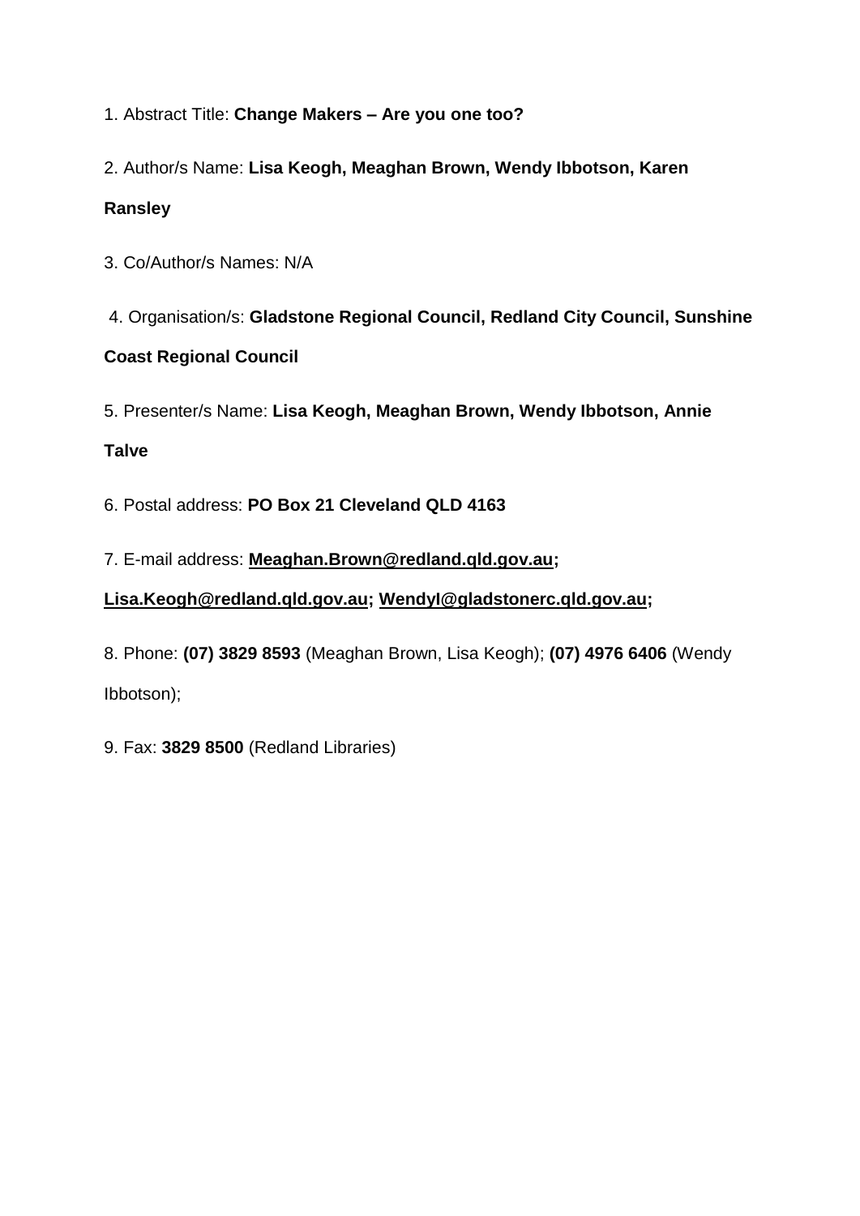1. Abstract Title: **Change Makers – Are you one too?**

2. Author/s Name: **Lisa Keogh, Meaghan Brown, Wendy Ibbotson, Karen Ransley**

3. Co/Author/s Names: N/A

4. Organisation/s: **Gladstone Regional Council, Redland City Council, Sunshine Coast Regional Council**

5. Presenter/s Name: **Lisa Keogh, Meaghan Brown, Wendy Ibbotson, Annie Talve**

6. Postal address: **PO Box 21 Cleveland QLD 4163**

7. E-mail address: **Meaghan.Brown@redland.qld.gov.au; Lisa.Keogh@redland.qld.gov.au; WendyI@gladstonerc.qld.gov.au;**

8. Phone: **(07) 3829 8593** (Meaghan Brown, Lisa Keogh); **(07) 4976 6406** (Wendy Ibbotson);

9. Fax: **3829 8500** (Redland Libraries)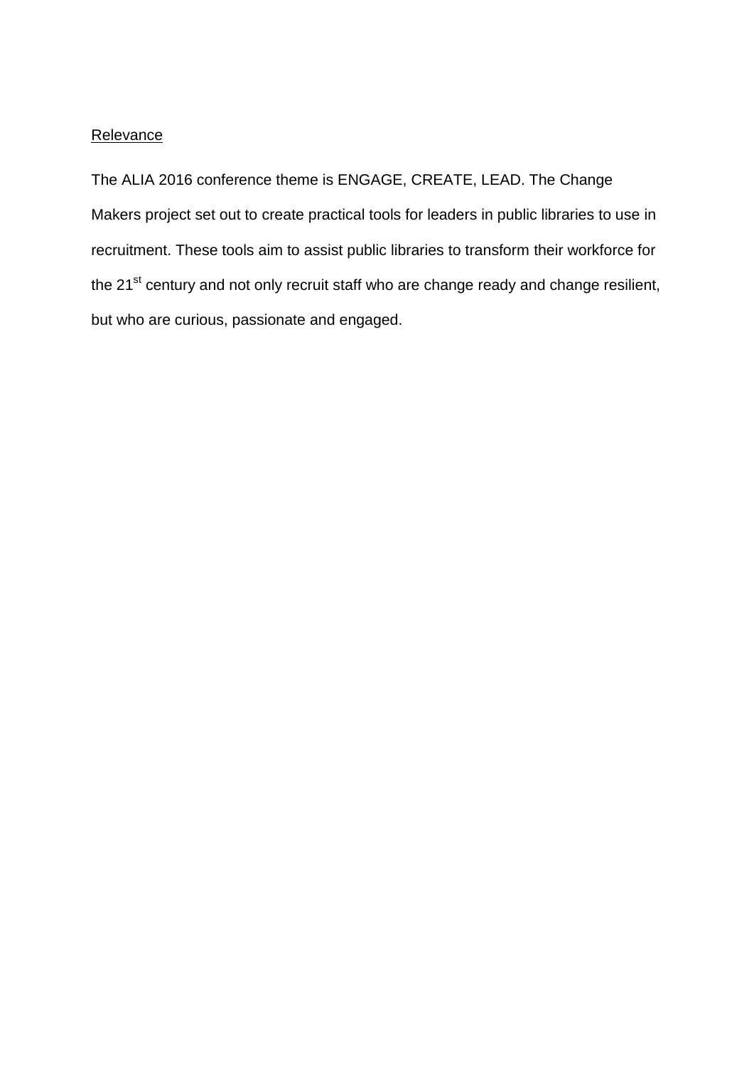## Relevance

The ALIA 2016 conference theme is ENGAGE, CREATE, LEAD. The Change Makers project set out to create practical tools for leaders in public libraries to use in recruitment. These tools aim to assist public libraries to transform their workforce for the 21st century and not only recruit staff who are change ready and change resilient, but who are curious, passionate and engaged.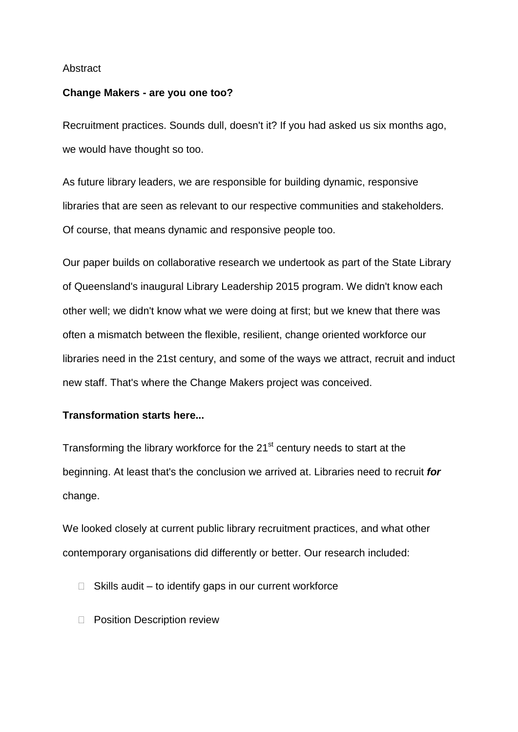Abstract

**Change Makers - are you one too?**

Recruitment practices. Sounds dull, doesn't it? If you had asked us six months ago, we would have thought so too.

As future library leaders, we are responsible for building dynamic, responsive libraries that are seen as relevant to our respective communities and stakeholders. Of course, that means dynamic and responsive people too.

Our paper builds on collaborative research we undertook as part of the State Library of Queensland's inaugural Library Leadership 2015 program. We didn't know each other well; we didn't know what we were doing at first; but we knew that there was often a mismatch between the flexible, resilient, change oriented workforce our libraries need in the 21st century, and some of the ways we attract, recruit and induct new staff. That's where the Change Makers project was conceived.

**Transformation starts here...**

Transforming the library workforce for the 21st century needs to start at the beginning. At least that's the conclusion we arrived at. Libraries need to recruit ***for*** change.

We looked closely at current public library recruitment practices, and what other contemporary organisations did differently or better. Our research included:

- Skills audit – to identify gaps in our current workforce
- Position Description review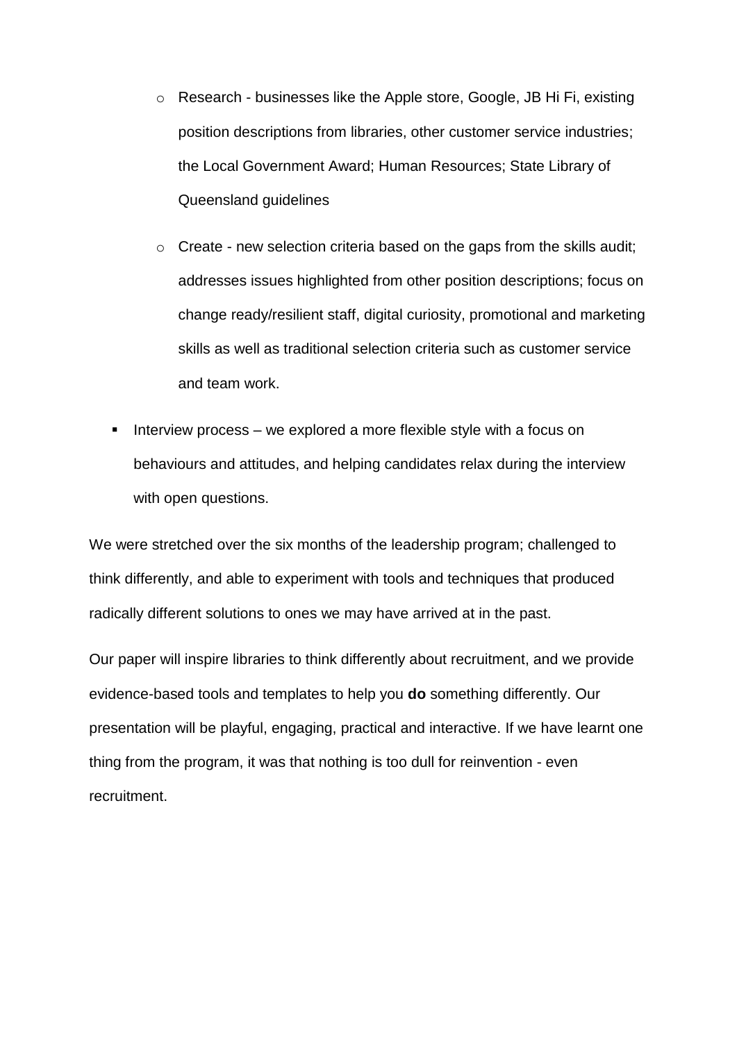- Research - businesses like the Apple store, Google, JB Hi Fi, existing position descriptions from libraries, other customer service industries; the Local Government Award; Human Resources; State Library of Queensland guidelines
    - Create - new selection criteria based on the gaps from the skills audit; addresses issues highlighted from other position descriptions; focus on change ready/resilient staff, digital curiosity, promotional and marketing skills as well as traditional selection criteria such as customer service and team work.
- Interview process – we explored a more flexible style with a focus on behaviours and attitudes, and helping candidates relax during the interview with open questions.

We were stretched over the six months of the leadership program; challenged to think differently, and able to experiment with tools and techniques that produced radically different solutions to ones we may have arrived at in the past.

Our paper will inspire libraries to think differently about recruitment, and we provide evidence-based tools and templates to help you **do** something differently. Our presentation will be playful, engaging, practical and interactive. If we have learnt one thing from the program, it was that nothing is too dull for reinvention - even recruitment.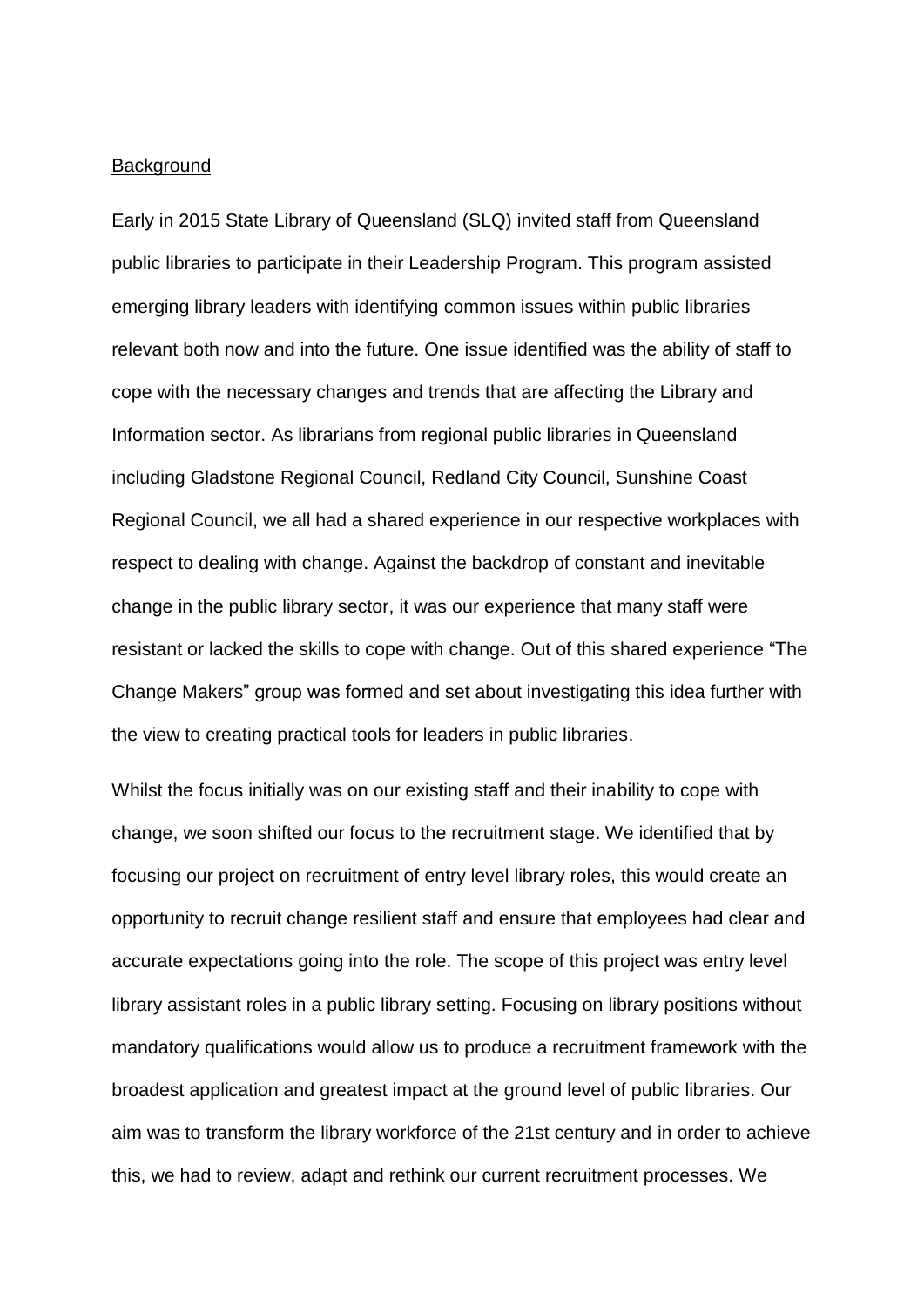## Background

Early in 2015 State Library of Queensland (SLQ) invited staff from Queensland public libraries to participate in their Leadership Program. This program assisted emerging library leaders with identifying common issues within public libraries relevant both now and into the future. One issue identified was the ability of staff to cope with the necessary changes and trends that are affecting the Library and Information sector. As librarians from regional public libraries in Queensland including Gladstone Regional Council, Redland City Council, Sunshine Coast Regional Council, we all had a shared experience in our respective workplaces with respect to dealing with change. Against the backdrop of constant and inevitable change in the public library sector, it was our experience that many staff were resistant or lacked the skills to cope with change. Out of this shared experience "The Change Makers" group was formed and set about investigating this idea further with the view to creating practical tools for leaders in public libraries.

Whilst the focus initially was on our existing staff and their inability to cope with change, we soon shifted our focus to the recruitment stage. We identified that by focusing our project on recruitment of entry level library roles, this would create an opportunity to recruit change resilient staff and ensure that employees had clear and accurate expectations going into the role. The scope of this project was entry level library assistant roles in a public library setting. Focusing on library positions without mandatory qualifications would allow us to produce a recruitment framework with the broadest application and greatest impact at the ground level of public libraries. Our aim was to transform the library workforce of the 21st century and in order to achieve this, we had to review, adapt and rethink our current recruitment processes. We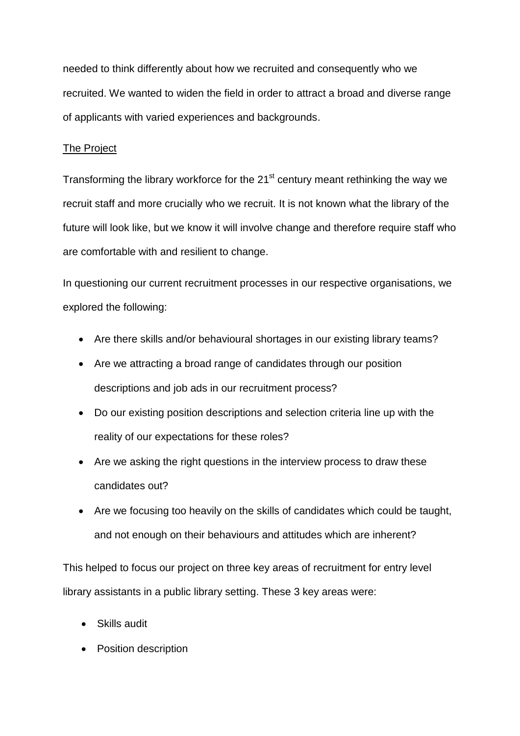needed to think differently about how we recruited and consequently who we recruited. We wanted to widen the field in order to attract a broad and diverse range of applicants with varied experiences and backgrounds.

<u>The Project</u>

Transforming the library workforce for the 21st century meant rethinking the way we recruit staff and more crucially who we recruit. It is not known what the library of the future will look like, but we know it will involve change and therefore require staff who are comfortable with and resilient to change.

In questioning our current recruitment processes in our respective organisations, we explored the following:

- Are there skills and/or behavioural shortages in our existing library teams?
- Are we attracting a broad range of candidates through our position descriptions and job ads in our recruitment process?
- Do our existing position descriptions and selection criteria line up with the reality of our expectations for these roles?
- Are we asking the right questions in the interview process to draw these candidates out?
- Are we focusing too heavily on the skills of candidates which could be taught, and not enough on their behaviours and attitudes which are inherent?

This helped to focus our project on three key areas of recruitment for entry level library assistants in a public library setting. These 3 key areas were:

- Skills audit
- Position description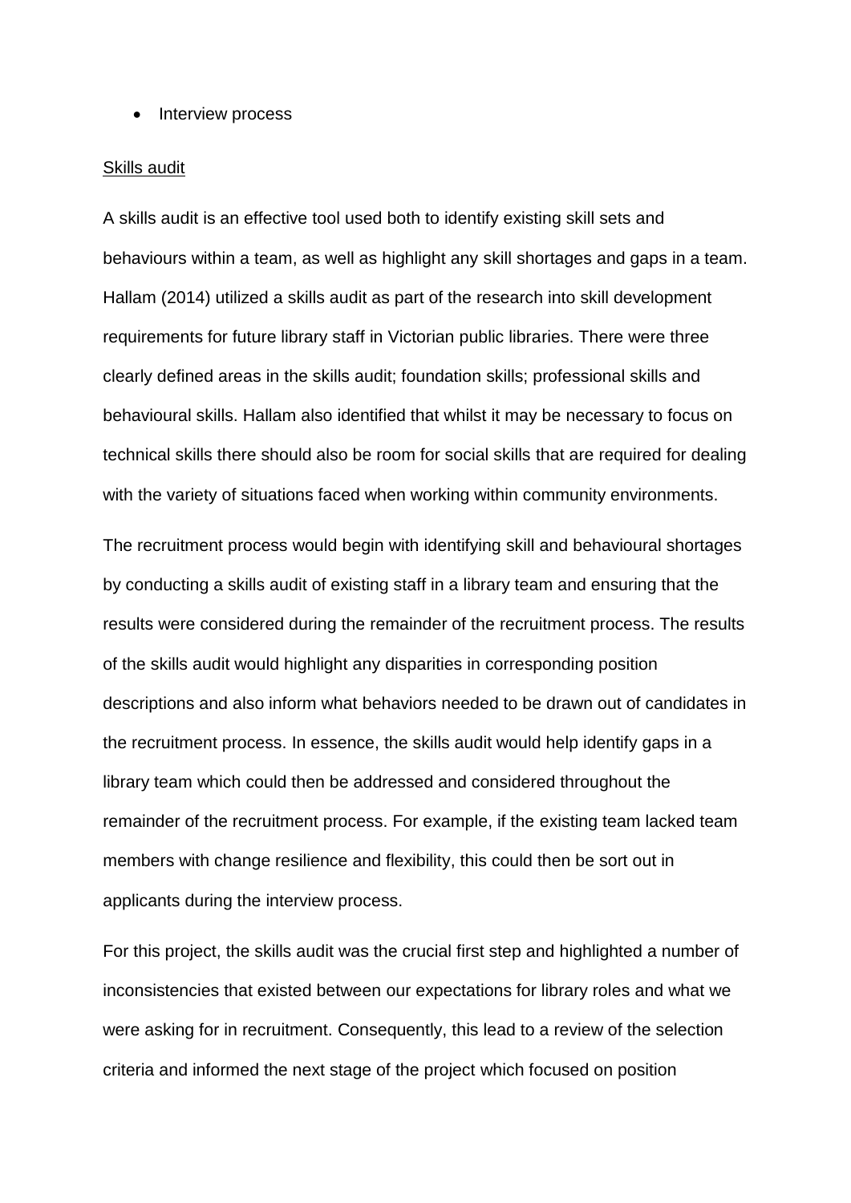- Interview process

<u>Skills audit</u>

A skills audit is an effective tool used both to identify existing skill sets and behaviours within a team, as well as highlight any skill shortages and gaps in a team. Hallam (2014) utilized a skills audit as part of the research into skill development requirements for future library staff in Victorian public libraries. There were three clearly defined areas in the skills audit; foundation skills; professional skills and behavioural skills. Hallam also identified that whilst it may be necessary to focus on technical skills there should also be room for social skills that are required for dealing with the variety of situations faced when working within community environments.

The recruitment process would begin with identifying skill and behavioural shortages by conducting a skills audit of existing staff in a library team and ensuring that the results were considered during the remainder of the recruitment process. The results of the skills audit would highlight any disparities in corresponding position descriptions and also inform what behaviors needed to be drawn out of candidates in the recruitment process. In essence, the skills audit would help identify gaps in a library team which could then be addressed and considered throughout the remainder of the recruitment process. For example, if the existing team lacked team members with change resilience and flexibility, this could then be sort out in applicants during the interview process.

For this project, the skills audit was the crucial first step and highlighted a number of inconsistencies that existed between our expectations for library roles and what we were asking for in recruitment. Consequently, this lead to a review of the selection criteria and informed the next stage of the project which focused on position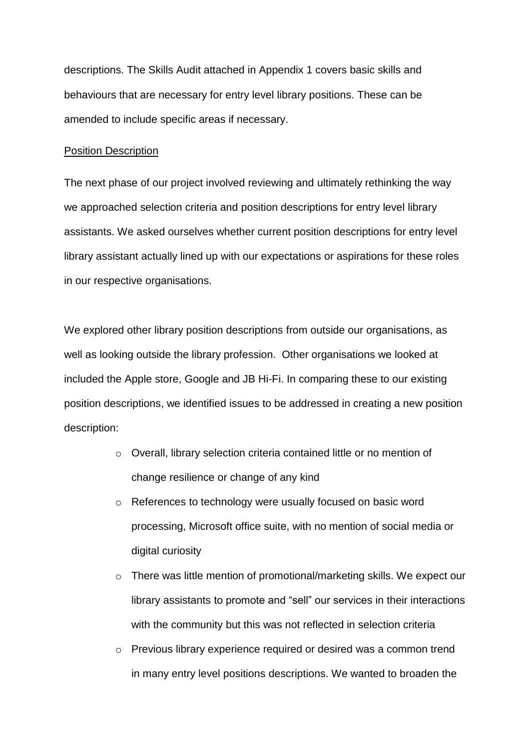descriptions. The Skills Audit attached in Appendix 1 covers basic skills and behaviours that are necessary for entry level library positions. These can be amended to include specific areas if necessary.

<u>Position Description</u>

The next phase of our project involved reviewing and ultimately rethinking the way we approached selection criteria and position descriptions for entry level library assistants. We asked ourselves whether current position descriptions for entry level library assistant actually lined up with our expectations or aspirations for these roles in our respective organisations.

We explored other library position descriptions from outside our organisations, as well as looking outside the library profession. Other organisations we looked at included the Apple store, Google and JB Hi-Fi. In comparing these to our existing position descriptions, we identified issues to be addressed in creating a new position description:

- Overall, library selection criteria contained little or no mention of change resilience or change of any kind
- References to technology were usually focused on basic word processing, Microsoft office suite, with no mention of social media or digital curiosity
- There was little mention of promotional/marketing skills. We expect our library assistants to promote and "sell" our services in their interactions with the community but this was not reflected in selection criteria
- Previous library experience required or desired was a common trend in many entry level positions descriptions. We wanted to broaden the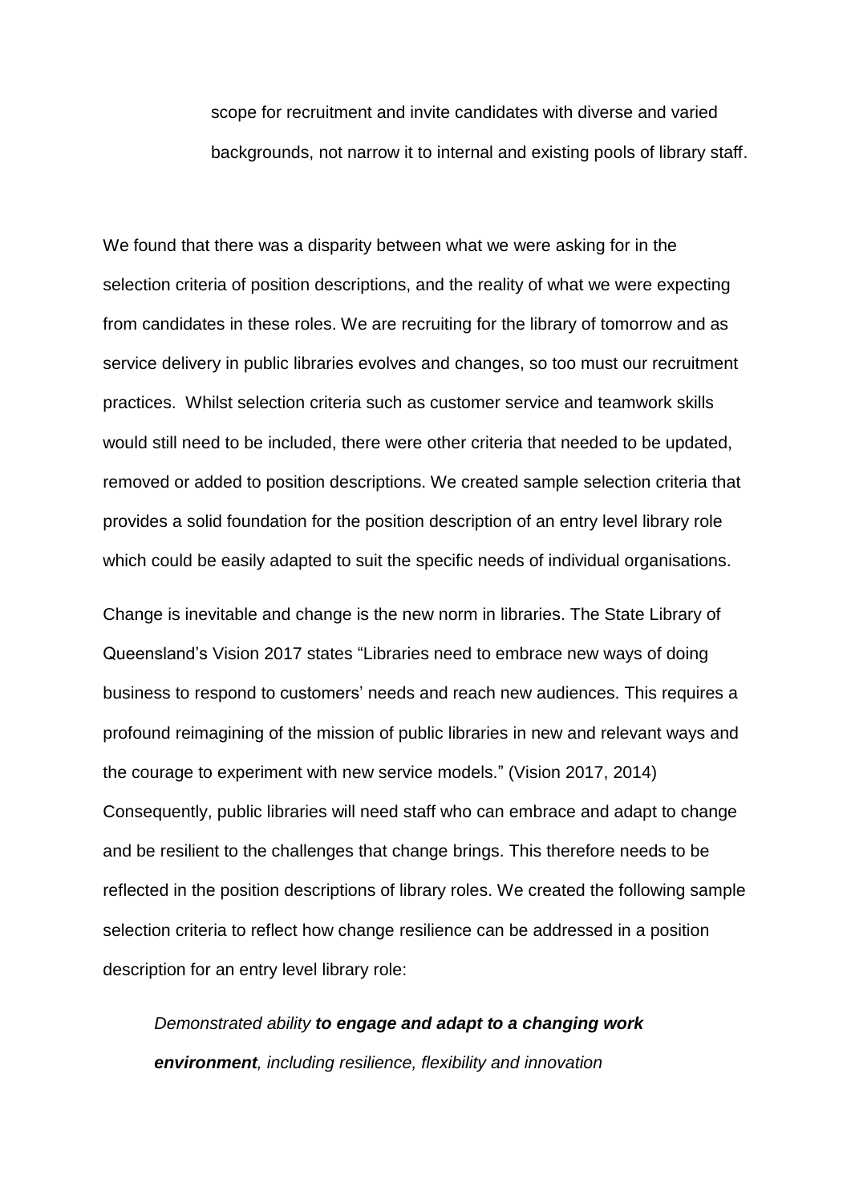> scope for recruitment and invite candidates with diverse and varied backgrounds, not narrow it to internal and existing pools of library staff.

We found that there was a disparity between what we were asking for in the selection criteria of position descriptions, and the reality of what we were expecting from candidates in these roles. We are recruiting for the library of tomorrow and as service delivery in public libraries evolves and changes, so too must our recruitment practices. Whilst selection criteria such as customer service and teamwork skills would still need to be included, there were other criteria that needed to be updated, removed or added to position descriptions. We created sample selection criteria that provides a solid foundation for the position description of an entry level library role which could be easily adapted to suit the specific needs of individual organisations.

Change is inevitable and change is the new norm in libraries. The State Library of Queensland's Vision 2017 states "Libraries need to embrace new ways of doing business to respond to customers' needs and reach new audiences. This requires a profound reimagining of the mission of public libraries in new and relevant ways and the courage to experiment with new service models." (Vision 2017, 2014) Consequently, public libraries will need staff who can embrace and adapt to change and be resilient to the challenges that change brings. This therefore needs to be reflected in the position descriptions of library roles. We created the following sample selection criteria to reflect how change resilience can be addressed in a position description for an entry level library role:

> *Demonstrated ability **to engage and adapt to a changing work environment**, including resilience, flexibility and innovation*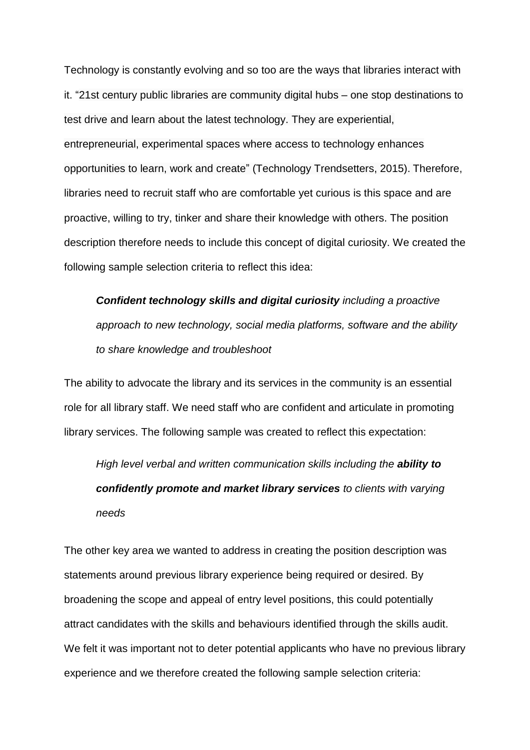Technology is constantly evolving and so too are the ways that libraries interact with it. "21st century public libraries are community digital hubs – one stop destinations to test drive and learn about the latest technology. They are experiential, entrepreneurial, experimental spaces where access to technology enhances opportunities to learn, work and create" (Technology Trendsetters, 2015). Therefore, libraries need to recruit staff who are comfortable yet curious is this space and are proactive, willing to try, tinker and share their knowledge with others. The position description therefore needs to include this concept of digital curiosity. We created the following sample selection criteria to reflect this idea:

> ***Confident technology skills and digital curiosity*** *including a proactive approach to new technology, social media platforms, software and the ability to share knowledge and troubleshoot*

The ability to advocate the library and its services in the community is an essential role for all library staff. We need staff who are confident and articulate in promoting library services. The following sample was created to reflect this expectation:

> *High level verbal and written communication skills including the* ***ability to confidently promote and market library services*** *to clients with varying needs*

The other key area we wanted to address in creating the position description was statements around previous library experience being required or desired. By broadening the scope and appeal of entry level positions, this could potentially attract candidates with the skills and behaviours identified through the skills audit. We felt it was important not to deter potential applicants who have no previous library experience and we therefore created the following sample selection criteria: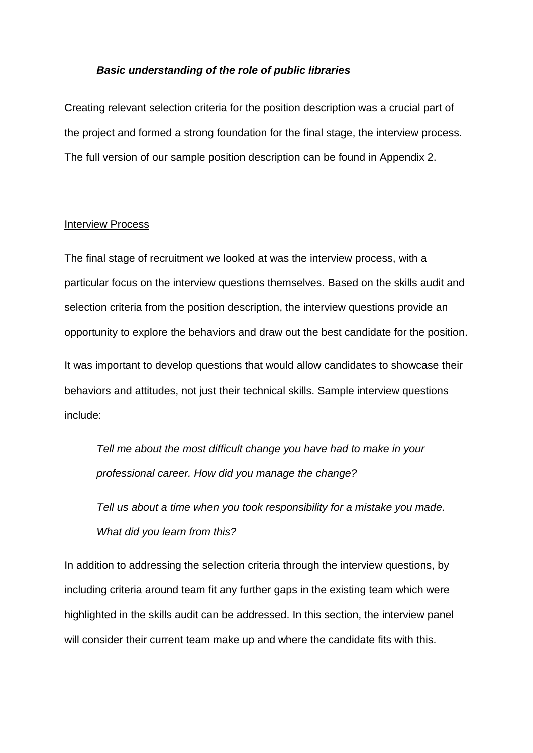***Basic understanding of the role of public libraries***

Creating relevant selection criteria for the position description was a crucial part of the project and formed a strong foundation for the final stage, the interview process. The full version of our sample position description can be found in Appendix 2.

## Interview Process

The final stage of recruitment we looked at was the interview process, with a particular focus on the interview questions themselves. Based on the skills audit and selection criteria from the position description, the interview questions provide an opportunity to explore the behaviors and draw out the best candidate for the position.

It was important to develop questions that would allow candidates to showcase their behaviors and attitudes, not just their technical skills. Sample interview questions include:

> *Tell me about the most difficult change you have had to make in your professional career. How did you manage the change?*
>
> *Tell us about a time when you took responsibility for a mistake you made. What did you learn from this?*

In addition to addressing the selection criteria through the interview questions, by including criteria around team fit any further gaps in the existing team which were highlighted in the skills audit can be addressed. In this section, the interview panel will consider their current team make up and where the candidate fits with this.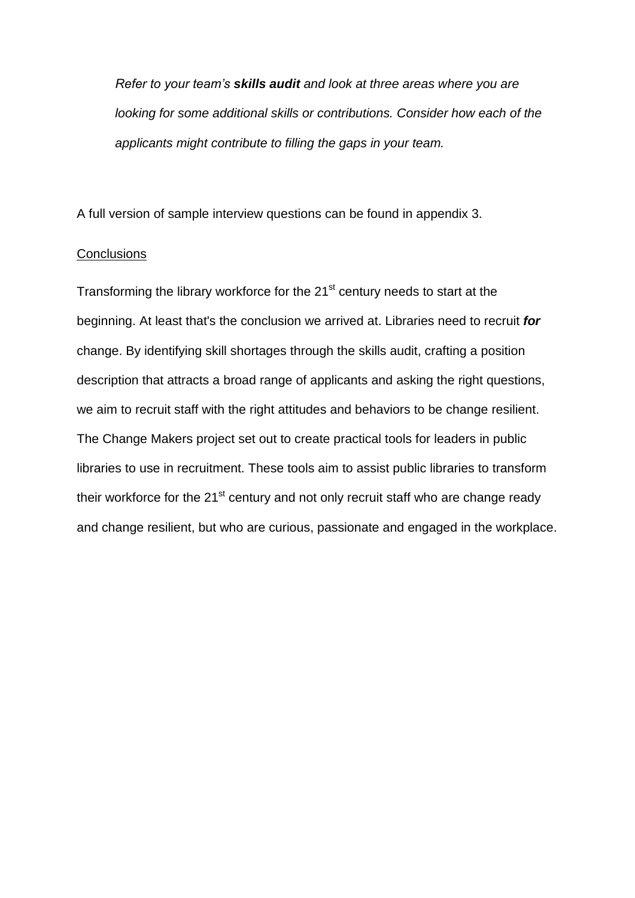*Refer to your team's **skills audit** and look at three areas where you are looking for some additional skills or contributions. Consider how each of the applicants might contribute to filling the gaps in your team.*

A full version of sample interview questions can be found in appendix 3.

## Conclusions

Transforming the library workforce for the 21st century needs to start at the beginning. At least that's the conclusion we arrived at. Libraries need to recruit ***for*** change. By identifying skill shortages through the skills audit, crafting a position description that attracts a broad range of applicants and asking the right questions, we aim to recruit staff with the right attitudes and behaviors to be change resilient. The Change Makers project set out to create practical tools for leaders in public libraries to use in recruitment. These tools aim to assist public libraries to transform their workforce for the 21st century and not only recruit staff who are change ready and change resilient, but who are curious, passionate and engaged in the workplace.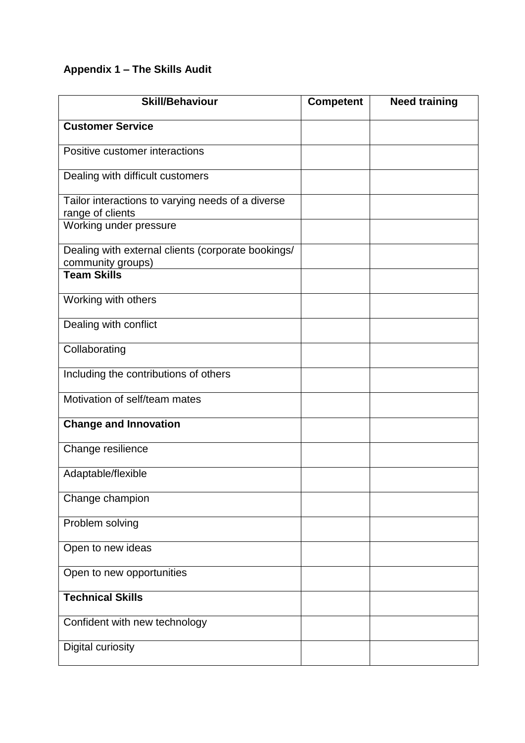### Appendix 1 – The Skills Audit

| Skill/Behaviour | Competent | Need training |
|---|---|---|
| **Customer Service** | | |
| Positive customer interactions | | |
| Dealing with difficult customers | | |
| Tailor interactions to varying needs of a diverse range of clients | | |
| Working under pressure | | |
| Dealing with external clients (corporate bookings/ community groups) | | |
| **Team Skills** | | |
| Working with others | | |
| Dealing with conflict | | |
| Collaborating | | |
| Including the contributions of others | | |
| Motivation of self/team mates | | |
| **Change and Innovation** | | |
| Change resilience | | |
| Adaptable/flexible | | |
| Change champion | | |
| Problem solving | | |
| Open to new ideas | | |
| Open to new opportunities | | |
| **Technical Skills** | | |
| Confident with new technology | | |
| Digital curiosity | | |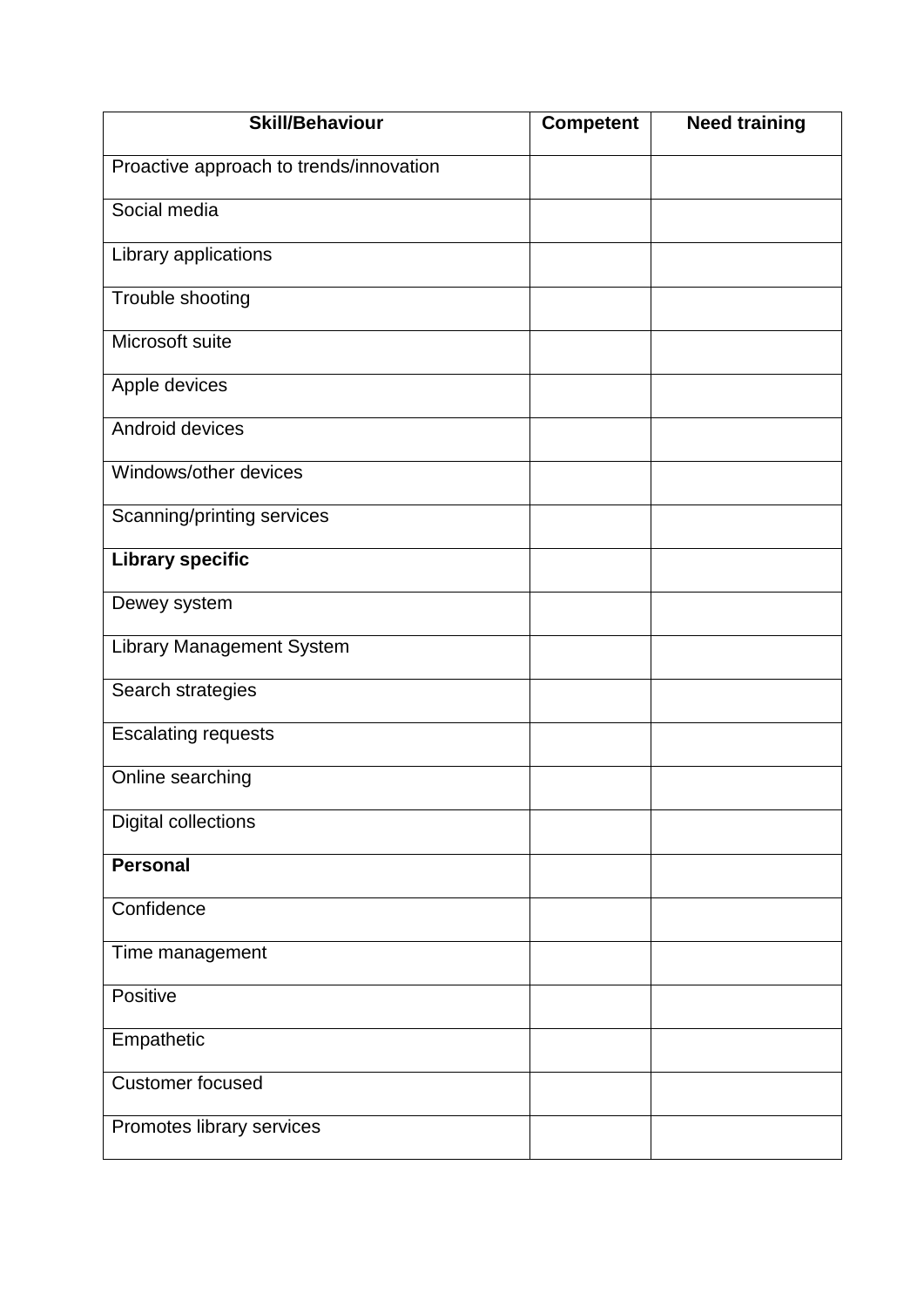| **Skill/Behaviour** | **Competent** | **Need training** |
|---|---|---|
| Proactive approach to trends/innovation | | |
| Social media | | |
| Library applications | | |
| Trouble shooting | | |
| Microsoft suite | | |
| Apple devices | | |
| Android devices | | |
| Windows/other devices | | |
| Scanning/printing services | | |
| **Library specific** | | |
| Dewey system | | |
| Library Management System | | |
| Search strategies | | |
| Escalating requests | | |
| Online searching | | |
| Digital collections | | |
| **Personal** | | |
| Confidence | | |
| Time management | | |
| Positive | | |
| Empathetic | | |
| Customer focused | | |
| Promotes library services | | |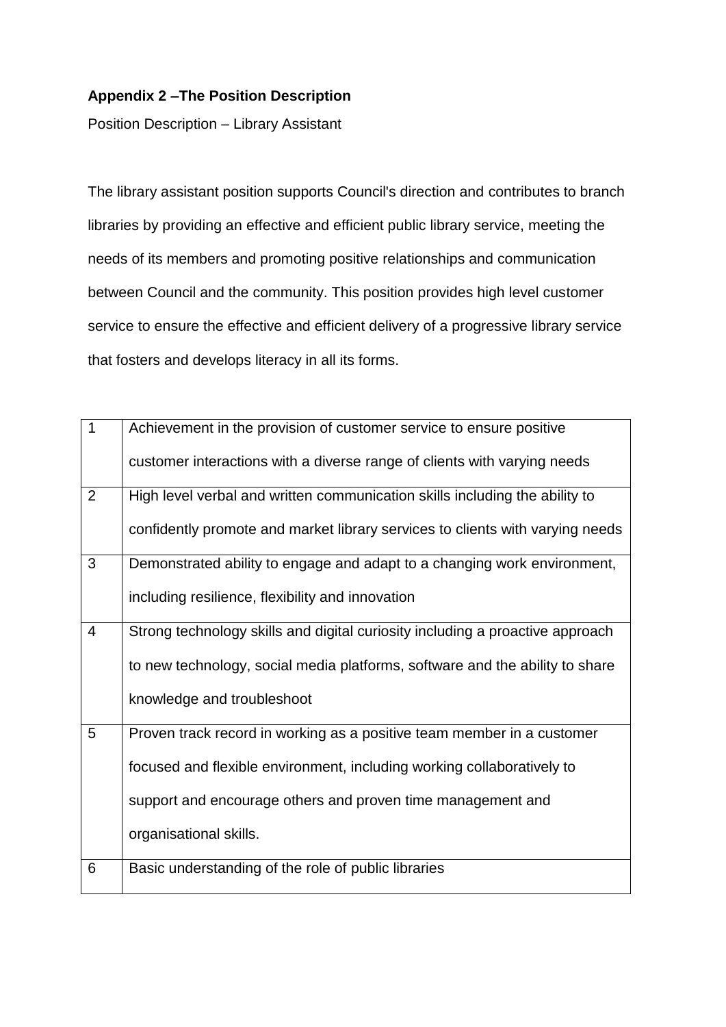**Appendix 2 –The Position Description**

Position Description – Library Assistant

The library assistant position supports Council's direction and contributes to branch libraries by providing an effective and efficient public library service, meeting the needs of its members and promoting positive relationships and communication between Council and the community. This position provides high level customer service to ensure the effective and efficient delivery of a progressive library service that fosters and develops literacy in all its forms.

| | |
|---|---|
| 1 | Achievement in the provision of customer service to ensure positive customer interactions with a diverse range of clients with varying needs |
| 2 | High level verbal and written communication skills including the ability to confidently promote and market library services to clients with varying needs |
| 3 | Demonstrated ability to engage and adapt to a changing work environment, including resilience, flexibility and innovation |
| 4 | Strong technology skills and digital curiosity including a proactive approach to new technology, social media platforms, software and the ability to share knowledge and troubleshoot |
| 5 | Proven track record in working as a positive team member in a customer focused and flexible environment, including working collaboratively to support and encourage others and proven time management and organisational skills. |
| 6 | Basic understanding of the role of public libraries |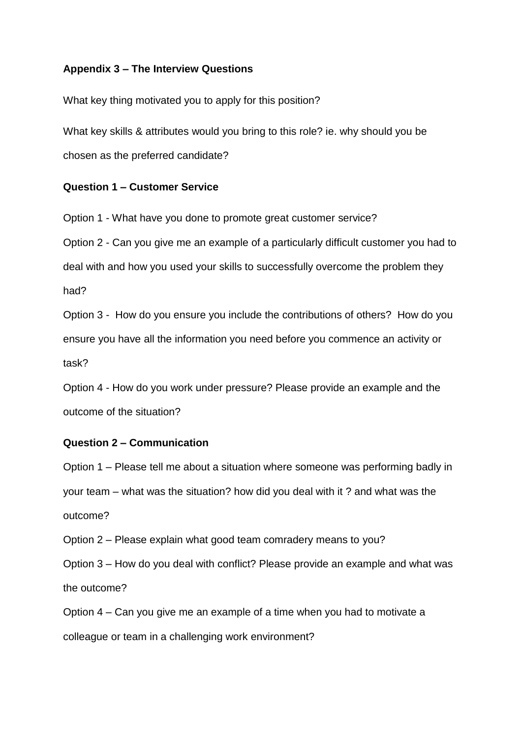**Appendix 3 – The Interview Questions**

What key thing motivated you to apply for this position?

What key skills & attributes would you bring to this role? ie. why should you be chosen as the preferred candidate?

**Question 1 – Customer Service**

Option 1 - What have you done to promote great customer service?

Option 2 - Can you give me an example of a particularly difficult customer you had to deal with and how you used your skills to successfully overcome the problem they had?

Option 3 - How do you ensure you include the contributions of others? How do you ensure you have all the information you need before you commence an activity or task?

Option 4 - How do you work under pressure? Please provide an example and the outcome of the situation?

**Question 2 – Communication**

Option 1 – Please tell me about a situation where someone was performing badly in your team – what was the situation? how did you deal with it ? and what was the outcome?

Option 2 – Please explain what good team comradery means to you?

Option 3 – How do you deal with conflict? Please provide an example and what was the outcome?

Option 4 – Can you give me an example of a time when you had to motivate a colleague or team in a challenging work environment?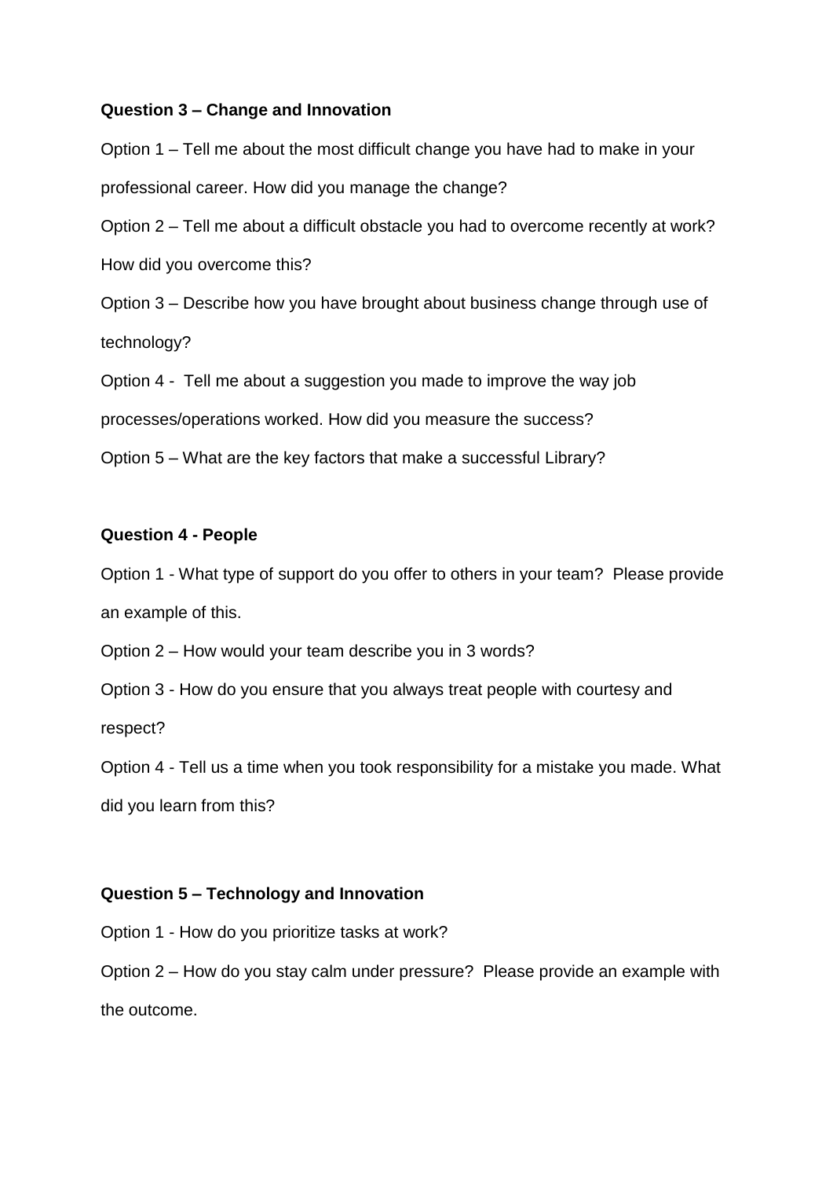**Question 3 – Change and Innovation**

Option 1 – Tell me about the most difficult change you have had to make in your professional career. How did you manage the change?

Option 2 – Tell me about a difficult obstacle you had to overcome recently at work? How did you overcome this?

Option 3 – Describe how you have brought about business change through use of technology?

Option 4 - Tell me about a suggestion you made to improve the way job processes/operations worked. How did you measure the success?

Option 5 – What are the key factors that make a successful Library?

**Question 4 - People**

Option 1 - What type of support do you offer to others in your team? Please provide an example of this.

Option 2 – How would your team describe you in 3 words?

Option 3 - How do you ensure that you always treat people with courtesy and respect?

Option 4 - Tell us a time when you took responsibility for a mistake you made. What did you learn from this?

**Question 5 – Technology and Innovation**

Option 1 - How do you prioritize tasks at work?

Option 2 – How do you stay calm under pressure? Please provide an example with the outcome.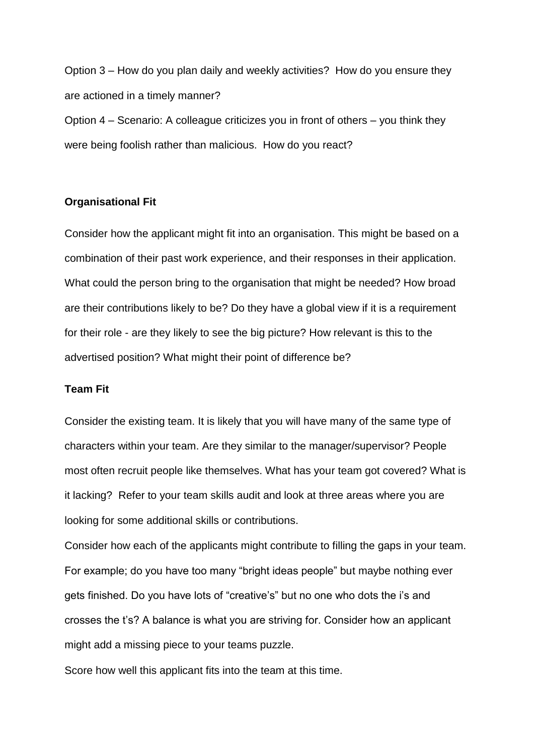Option 3 – How do you plan daily and weekly activities? How do you ensure they are actioned in a timely manner?

Option 4 – Scenario: A colleague criticizes you in front of others – you think they were being foolish rather than malicious. How do you react?

**Organisational Fit**

Consider how the applicant might fit into an organisation. This might be based on a combination of their past work experience, and their responses in their application. What could the person bring to the organisation that might be needed? How broad are their contributions likely to be? Do they have a global view if it is a requirement for their role - are they likely to see the big picture? How relevant is this to the advertised position? What might their point of difference be?

**Team Fit**

Consider the existing team. It is likely that you will have many of the same type of characters within your team. Are they similar to the manager/supervisor? People most often recruit people like themselves. What has your team got covered? What is it lacking? Refer to your team skills audit and look at three areas where you are looking for some additional skills or contributions.

Consider how each of the applicants might contribute to filling the gaps in your team. For example; do you have too many "bright ideas people" but maybe nothing ever gets finished. Do you have lots of "creative's" but no one who dots the i's and crosses the t's? A balance is what you are striving for. Consider how an applicant might add a missing piece to your teams puzzle.

Score how well this applicant fits into the team at this time.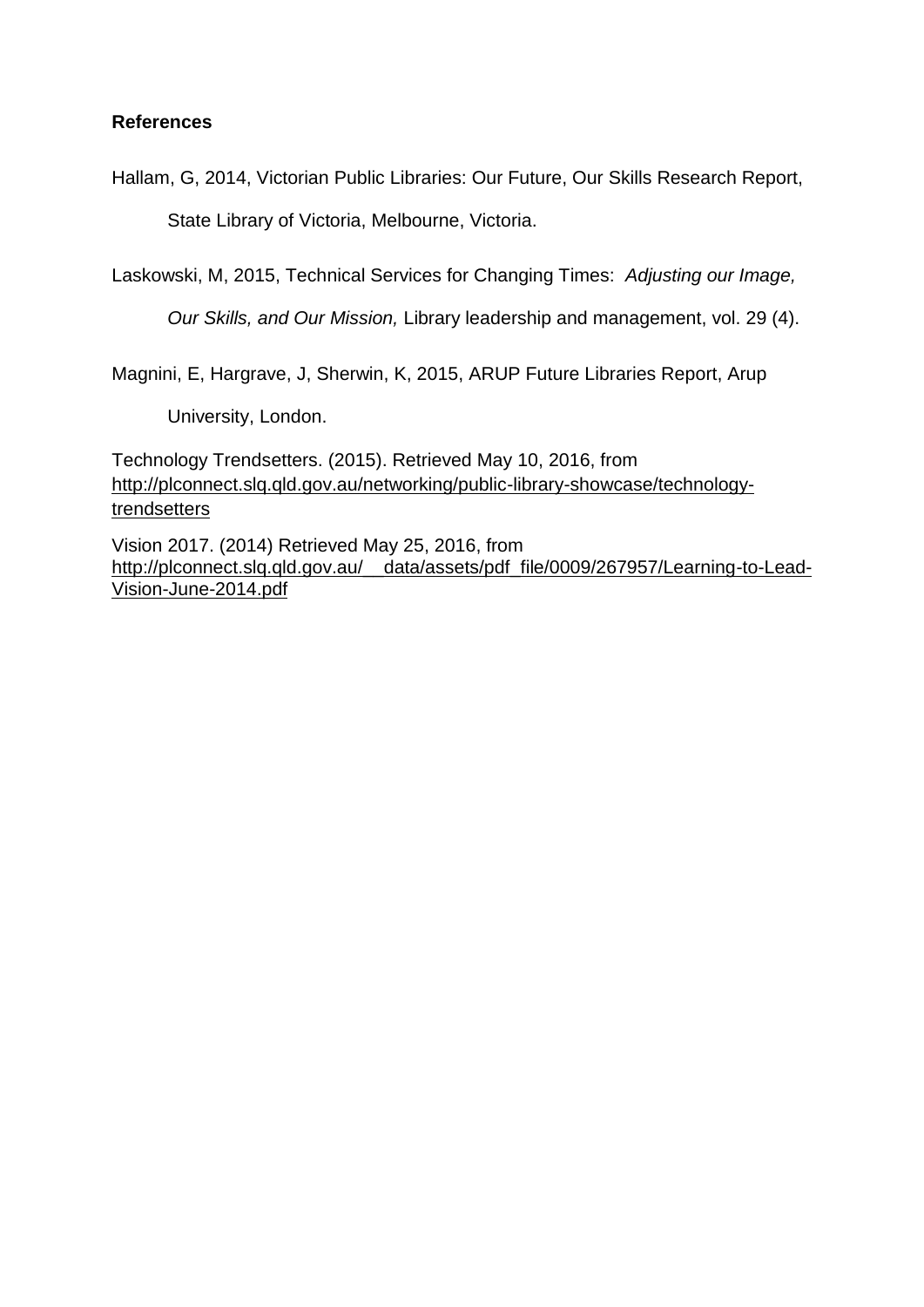**References**

Hallam, G, 2014, Victorian Public Libraries: Our Future, Our Skills Research Report, State Library of Victoria, Melbourne, Victoria.

Laskowski, M, 2015, Technical Services for Changing Times: *Adjusting our Image, Our Skills, and Our Mission,* Library leadership and management, vol. 29 (4).

Magnini, E, Hargrave, J, Sherwin, K, 2015, ARUP Future Libraries Report, Arup University, London.

Technology Trendsetters. (2015). Retrieved May 10, 2016, from http://plconnect.slq.qld.gov.au/networking/public-library-showcase/technology-trendsetters

Vision 2017. (2014) Retrieved May 25, 2016, from http://plconnect.slq.qld.gov.au/__data/assets/pdf_file/0009/267957/Learning-to-Lead-Vision-June-2014.pdf